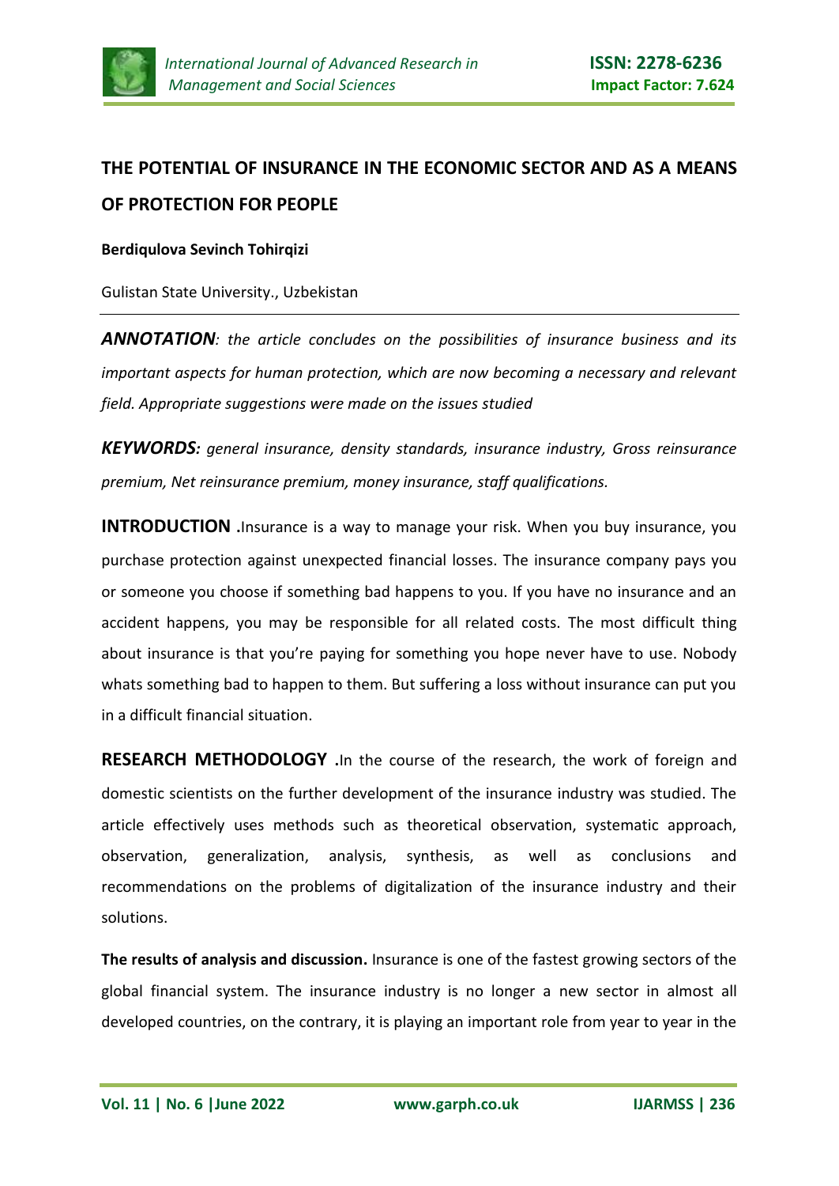# THE POTENTIAL OF INSURANCE IN THE ECONOMIC SECTOR AND AS A MEANS OF PROTECTION FOR PEOPLE

**Berdiqulova Sevinch Tohirqizi**

Gulistan State University., Uzbekistan

***ANNOTATION****: the article concludes on the possibilities of insurance business and its important aspects for human protection, which are now becoming a necessary and relevant field. Appropriate suggestions were made on the issues studied*

***KEYWORDS:*** *general insurance, density standards, insurance industry, Gross reinsurance premium, Net reinsurance premium, money insurance, staff qualifications.*

**INTRODUCTION .**Insurance is a way to manage your risk. When you buy insurance, you purchase protection against unexpected financial losses. The insurance company pays you or someone you choose if something bad happens to you. If you have no insurance and an accident happens, you may be responsible for all related costs. The most difficult thing about insurance is that you're paying for something you hope never have to use. Nobody whats something bad to happen to them. But suffering a loss without insurance can put you in a difficult financial situation.

**RESEARCH METHODOLOGY .**In the course of the research, the work of foreign and domestic scientists on the further development of the insurance industry was studied. The article effectively uses methods such as theoretical observation, systematic approach, observation, generalization, analysis, synthesis, as well as conclusions and recommendations on the problems of digitalization of the insurance industry and their solutions.

**The results of analysis and discussion.** Insurance is one of the fastest growing sectors of the global financial system. The insurance industry is no longer a new sector in almost all developed countries, on the contrary, it is playing an important role from year to year in the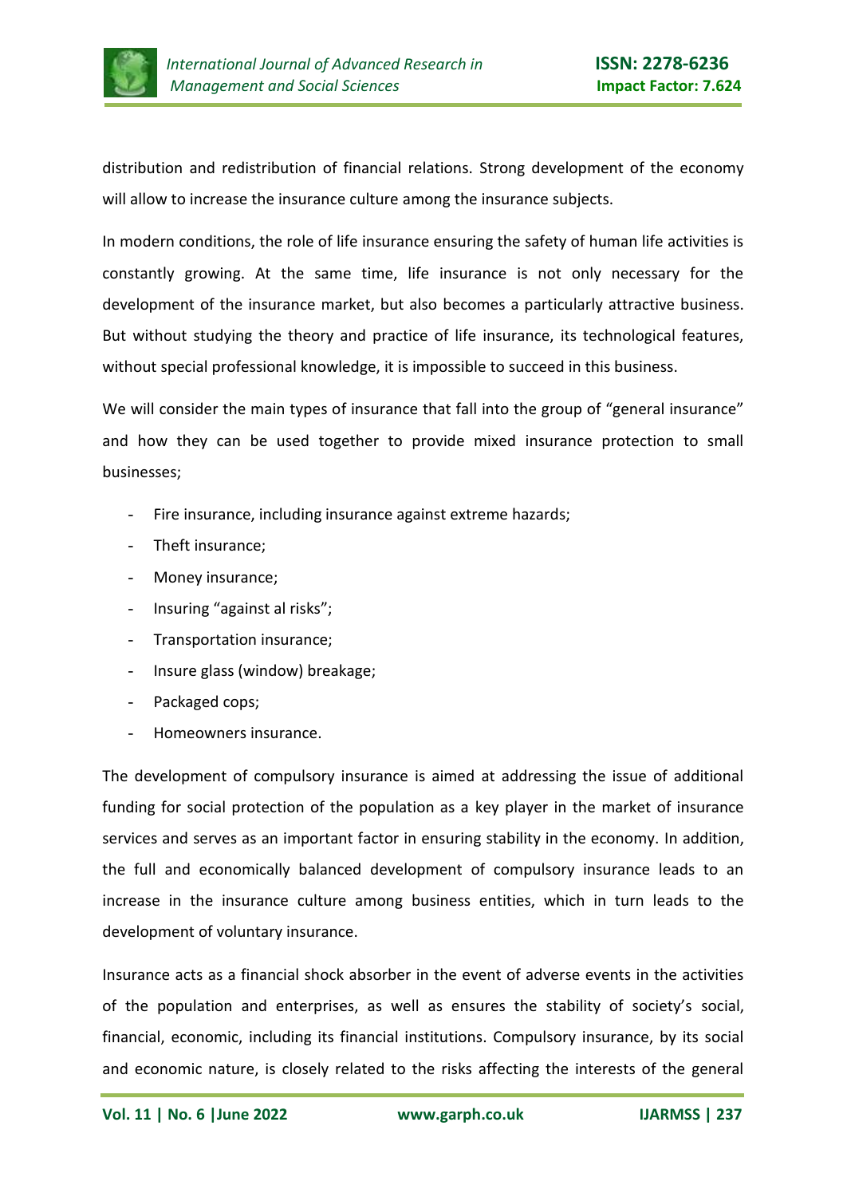distribution and redistribution of financial relations. Strong development of the economy will allow to increase the insurance culture among the insurance subjects.

In modern conditions, the role of life insurance ensuring the safety of human life activities is constantly growing. At the same time, life insurance is not only necessary for the development of the insurance market, but also becomes a particularly attractive business. But without studying the theory and practice of life insurance, its technological features, without special professional knowledge, it is impossible to succeed in this business.

We will consider the main types of insurance that fall into the group of "general insurance" and how they can be used together to provide mixed insurance protection to small businesses;

- Fire insurance, including insurance against extreme hazards;
- Theft insurance;
- Money insurance;
- Insuring "against al risks";
- Transportation insurance;
- Insure glass (window) breakage;
- Packaged cops;
- Homeowners insurance.

The development of compulsory insurance is aimed at addressing the issue of additional funding for social protection of the population as a key player in the market of insurance services and serves as an important factor in ensuring stability in the economy. In addition, the full and economically balanced development of compulsory insurance leads to an increase in the insurance culture among business entities, which in turn leads to the development of voluntary insurance.

Insurance acts as a financial shock absorber in the event of adverse events in the activities of the population and enterprises, as well as ensures the stability of society's social, financial, economic, including its financial institutions. Compulsory insurance, by its social and economic nature, is closely related to the risks affecting the interests of the general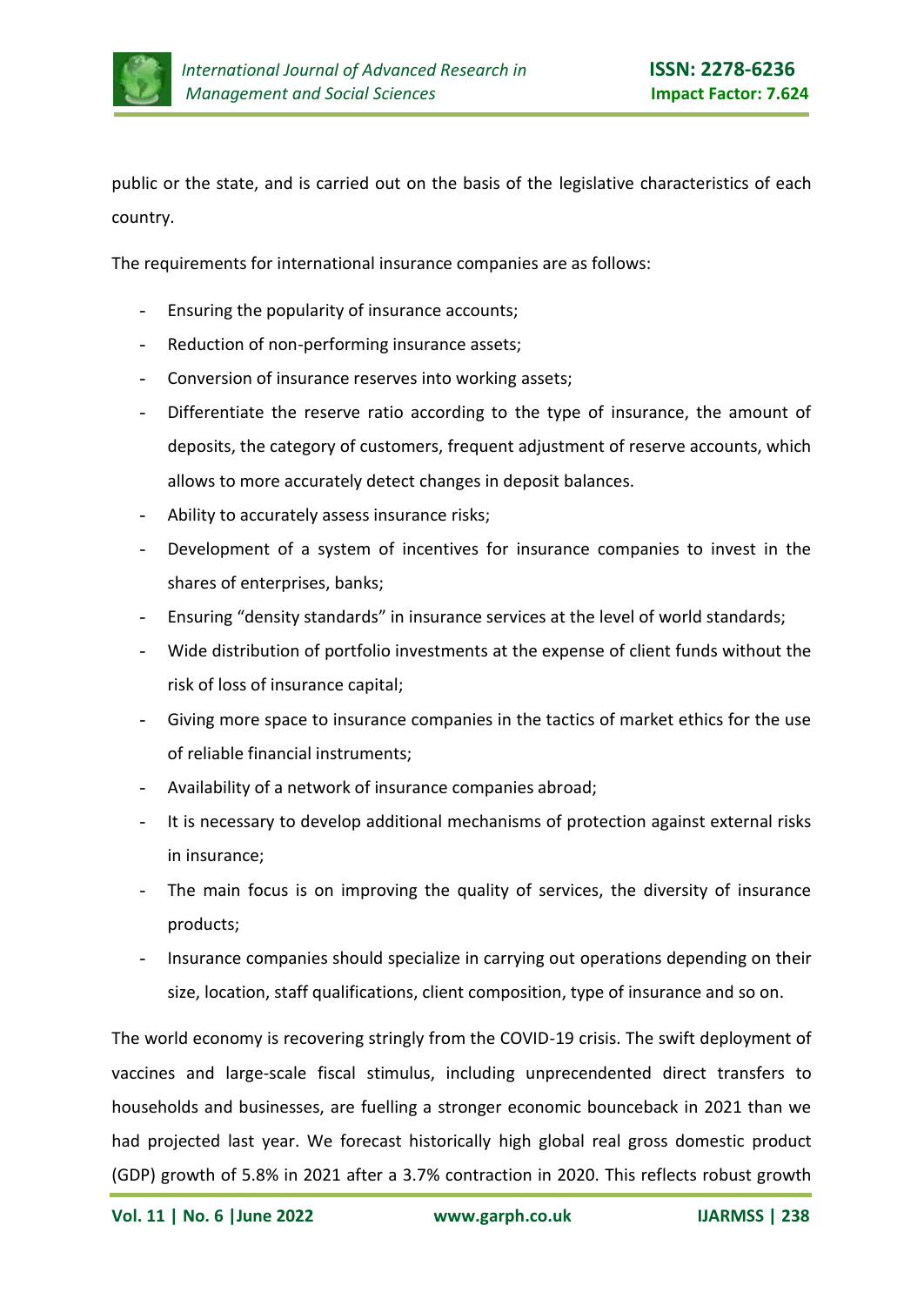public or the state, and is carried out on the basis of the legislative characteristics of each country.

The requirements for international insurance companies are as follows:

- Ensuring the popularity of insurance accounts;
- Reduction of non-performing insurance assets;
- Conversion of insurance reserves into working assets;
- Differentiate the reserve ratio according to the type of insurance, the amount of deposits, the category of customers, frequent adjustment of reserve accounts, which allows to more accurately detect changes in deposit balances.
- Ability to accurately assess insurance risks;
- Development of a system of incentives for insurance companies to invest in the shares of enterprises, banks;
- Ensuring "density standards" in insurance services at the level of world standards;
- Wide distribution of portfolio investments at the expense of client funds without the risk of loss of insurance capital;
- Giving more space to insurance companies in the tactics of market ethics for the use of reliable financial instruments;
- Availability of a network of insurance companies abroad;
- It is necessary to develop additional mechanisms of protection against external risks in insurance;
- The main focus is on improving the quality of services, the diversity of insurance products;
- Insurance companies should specialize in carrying out operations depending on their size, location, staff qualifications, client composition, type of insurance and so on.

The world economy is recovering stringly from the COVID-19 crisis. The swift deployment of vaccines and large-scale fiscal stimulus, including unprecendented direct transfers to households and businesses, are fuelling a stronger economic bounceback in 2021 than we had projected last year. We forecast historically high global real gross domestic product (GDP) growth of 5.8% in 2021 after a 3.7% contraction in 2020. This reflects robust growth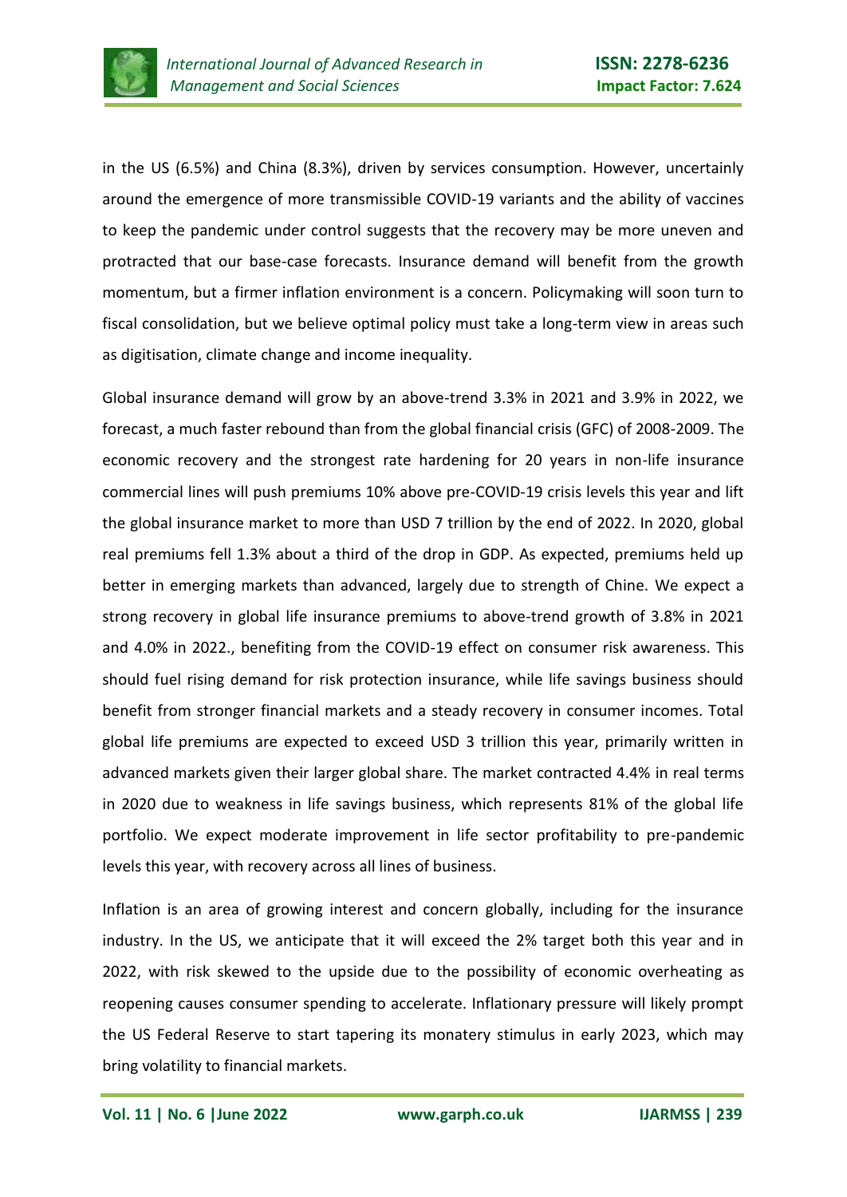in the US (6.5%) and China (8.3%), driven by services consumption. However, uncertainly around the emergence of more transmissible COVID-19 variants and the ability of vaccines to keep the pandemic under control suggests that the recovery may be more uneven and protracted that our base-case forecasts. Insurance demand will benefit from the growth momentum, but a firmer inflation environment is a concern. Policymaking will soon turn to fiscal consolidation, but we believe optimal policy must take a long-term view in areas such as digitisation, climate change and income inequality.

Global insurance demand will grow by an above-trend 3.3% in 2021 and 3.9% in 2022, we forecast, a much faster rebound than from the global financial crisis (GFC) of 2008-2009. The economic recovery and the strongest rate hardening for 20 years in non-life insurance commercial lines will push premiums 10% above pre-COVID-19 crisis levels this year and lift the global insurance market to more than USD 7 trillion by the end of 2022. In 2020, global real premiums fell 1.3% about a third of the drop in GDP. As expected, premiums held up better in emerging markets than advanced, largely due to strength of Chine. We expect a strong recovery in global life insurance premiums to above-trend growth of 3.8% in 2021 and 4.0% in 2022., benefiting from the COVID-19 effect on consumer risk awareness. This should fuel rising demand for risk protection insurance, while life savings business should benefit from stronger financial markets and a steady recovery in consumer incomes. Total global life premiums are expected to exceed USD 3 trillion this year, primarily written in advanced markets given their larger global share. The market contracted 4.4% in real terms in 2020 due to weakness in life savings business, which represents 81% of the global life portfolio. We expect moderate improvement in life sector profitability to pre-pandemic levels this year, with recovery across all lines of business.

Inflation is an area of growing interest and concern globally, including for the insurance industry. In the US, we anticipate that it will exceed the 2% target both this year and in 2022, with risk skewed to the upside due to the possibility of economic overheating as reopening causes consumer spending to accelerate. Inflationary pressure will likely prompt the US Federal Reserve to start tapering its monatery stimulus in early 2023, which may bring volatility to financial markets.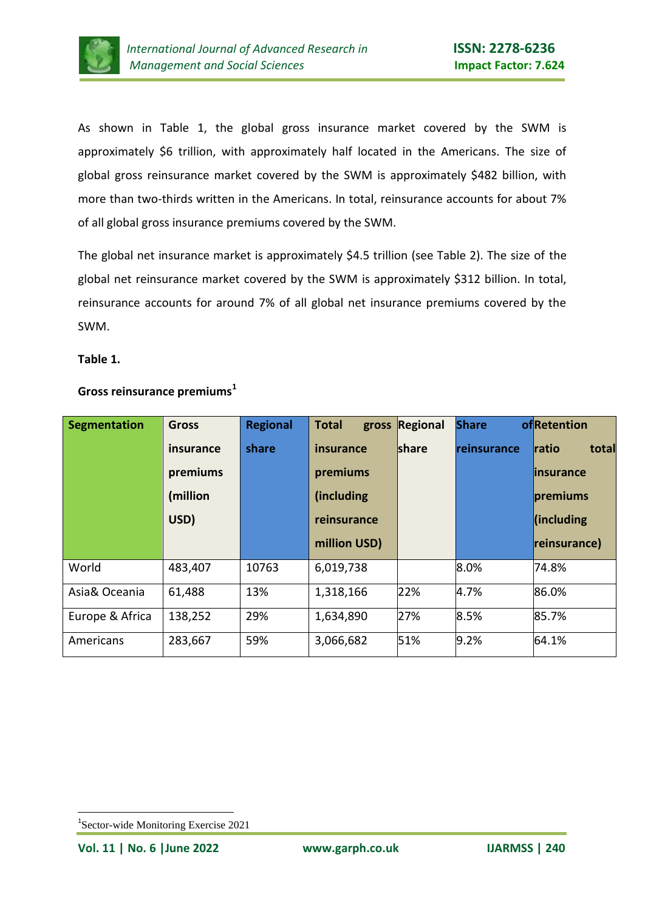As shown in Table 1, the global gross insurance market covered by the SWM is approximately $6 trillion, with approximately half located in the Americans. The size of global gross reinsurance market covered by the SWM is approximately $482 billion, with more than two-thirds written in the Americans. In total, reinsurance accounts for about 7% of all global gross insurance premiums covered by the SWM.

The global net insurance market is approximately $4.5 trillion (see Table 2). The size of the global net reinsurance market covered by the SWM is approximately $312 billion. In total, reinsurance accounts for around 7% of all global net insurance premiums covered by the SWM.

**Table 1.**

**Gross reinsurance premiums[1]**

| Segmentation | Gross insurance premiums (million USD) | Regional share | Total gross insurance premiums (including reinsurance million USD) | Regional share | Share of reinsurance | Retention ratio total insurance premiums (including reinsurance) |
|---|---|---|---|---|---|---|
| World | 483,407 | 10763 | 6,019,738 | | 8.0% | 74.8% |
| Asia& Oceania | 61,488 | 13% | 1,318,166 | 22% | 4.7% | 86.0% |
| Europe & Africa | 138,252 | 29% | 1,634,890 | 27% | 8.5% | 85.7% |
| Americans | 283,667 | 59% | 3,066,682 | 51% | 9.2% | 64.1% |

[1] Sector-wide Monitoring Exercise 2021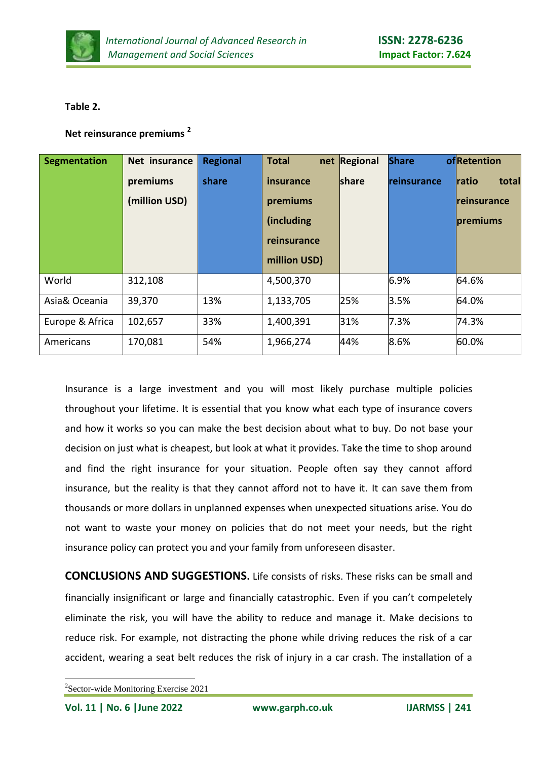**Table 2.**

**Net reinsurance premiums** [2]

| Segmentation | Net insurance premiums (million USD) | Regional share | Total net insurance premiums (including reinsurance million USD) | Regional share | Share of reinsurance | Retention ratio total reinsurance premiums |
|---|---|---|---|---|---|---|
| World | 312,108 | | 4,500,370 | | 6.9% | 64.6% |
| Asia& Oceania | 39,370 | 13% | 1,133,705 | 25% | 3.5% | 64.0% |
| Europe & Africa | 102,657 | 33% | 1,400,391 | 31% | 7.3% | 74.3% |
| Americans | 170,081 | 54% | 1,966,274 | 44% | 8.6% | 60.0% |

Insurance is a large investment and you will most likely purchase multiple policies throughout your lifetime. It is essential that you know what each type of insurance covers and how it works so you can make the best decision about what to buy. Do not base your decision on just what is cheapest, but look at what it provides. Take the time to shop around and find the right insurance for your situation. People often say they cannot afford insurance, but the reality is that they cannot afford not to have it. It can save them from thousands or more dollars in unplanned expenses when unexpected situations arise. You do not want to waste your money on policies that do not meet your needs, but the right insurance policy can protect you and your family from unforeseen disaster.

**CONCLUSIONS AND SUGGESTIONS.** Life consists of risks. These risks can be small and financially insignificant or large and financially catastrophic. Even if you can't compeletely eliminate the risk, you will have the ability to reduce and manage it. Make decisions to reduce risk. For example, not distracting the phone while driving reduces the risk of a car accident, wearing a seat belt reduces the risk of injury in a car crash. The installation of a

[2] Sector-wide Monitoring Exercise 2021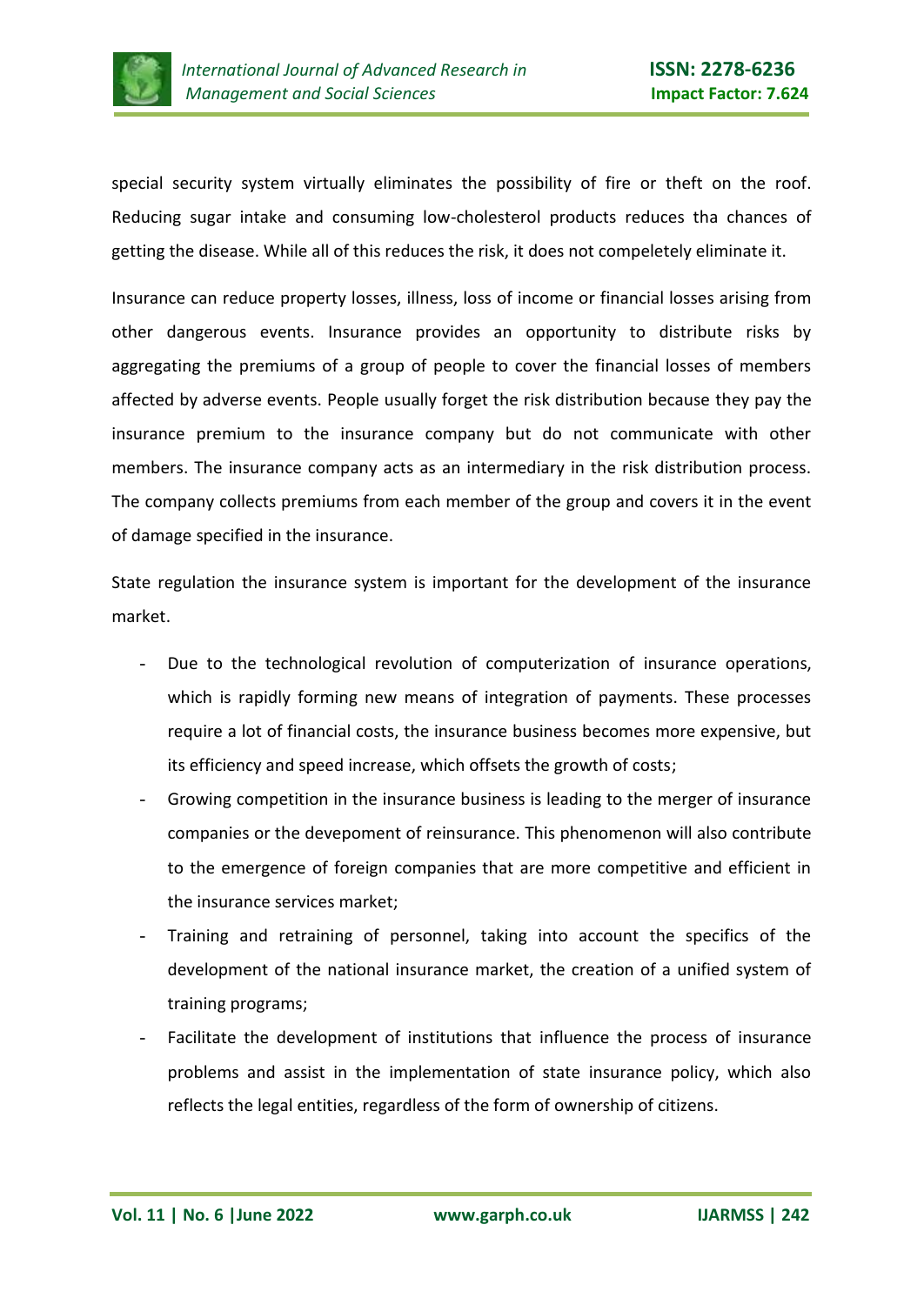special security system virtually eliminates the possibility of fire or theft on the roof. Reducing sugar intake and consuming low-cholesterol products reduces tha chances of getting the disease. While all of this reduces the risk, it does not compeletely eliminate it.

Insurance can reduce property losses, illness, loss of income or financial losses arising from other dangerous events. Insurance provides an opportunity to distribute risks by aggregating the premiums of a group of people to cover the financial losses of members affected by adverse events. People usually forget the risk distribution because they pay the insurance premium to the insurance company but do not communicate with other members. The insurance company acts as an intermediary in the risk distribution process. The company collects premiums from each member of the group and covers it in the event of damage specified in the insurance.

State regulation the insurance system is important for the development of the insurance market.

- Due to the technological revolution of computerization of insurance operations, which is rapidly forming new means of integration of payments. These processes require a lot of financial costs, the insurance business becomes more expensive, but its efficiency and speed increase, which offsets the growth of costs;
- Growing competition in the insurance business is leading to the merger of insurance companies or the devepoment of reinsurance. This phenomenon will also contribute to the emergence of foreign companies that are more competitive and efficient in the insurance services market;
- Training and retraining of personnel, taking into account the specifics of the development of the national insurance market, the creation of a unified system of training programs;
- Facilitate the development of institutions that influence the process of insurance problems and assist in the implementation of state insurance policy, which also reflects the legal entities, regardless of the form of ownership of citizens.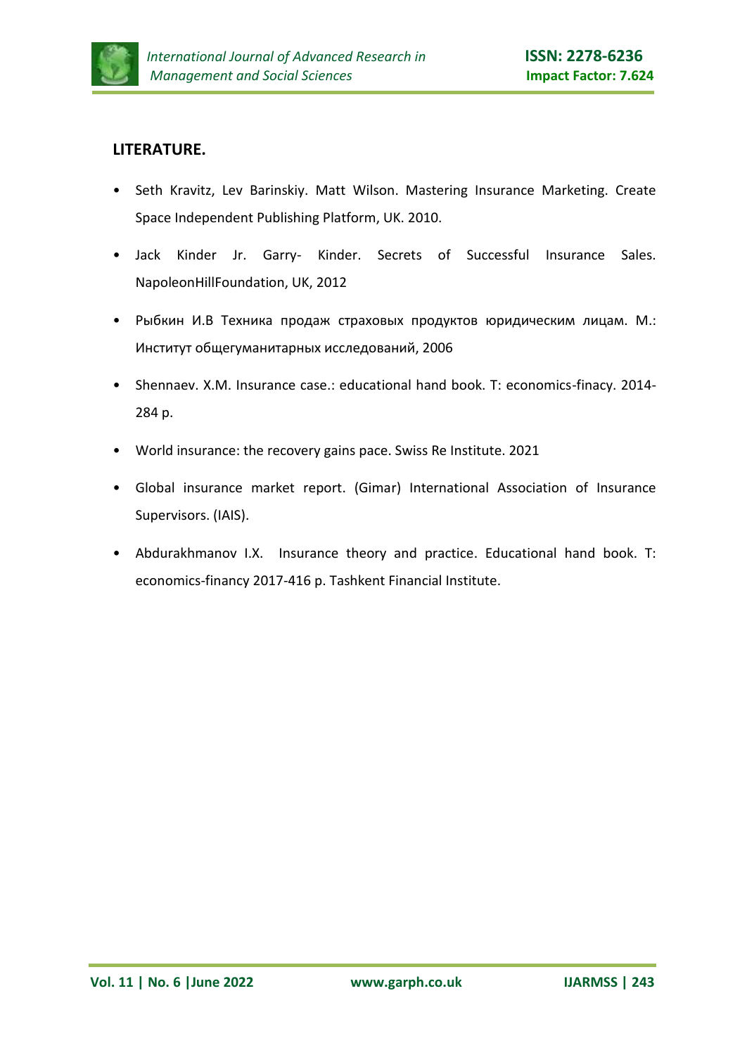## LITERATURE.

- Seth Kravitz, Lev Barinskiy. Matt Wilson. Mastering Insurance Marketing. Create Space Independent Publishing Platform, UK. 2010.
- Jack Kinder Jr. Garry- Kinder. Secrets of Successful Insurance Sales. NapoleonHillFoundation, UK, 2012
- Рыбкин И.В Техника продаж страховых продуктов юридическим лицам. М.: Институт общегуманитарных исследований, 2006
- Shennaev. X.M. Insurance case.: educational hand book. T: economics-finacy. 2014- 284 p.
- World insurance: the recovery gains pace. Swiss Re Institute. 2021
- Global insurance market report. (Gimar) International Association of Insurance Supervisors. (IAIS).
- Abdurakhmanov I.X. Insurance theory and practice. Educational hand book. T: economics-financy 2017-416 p. Tashkent Financial Institute.